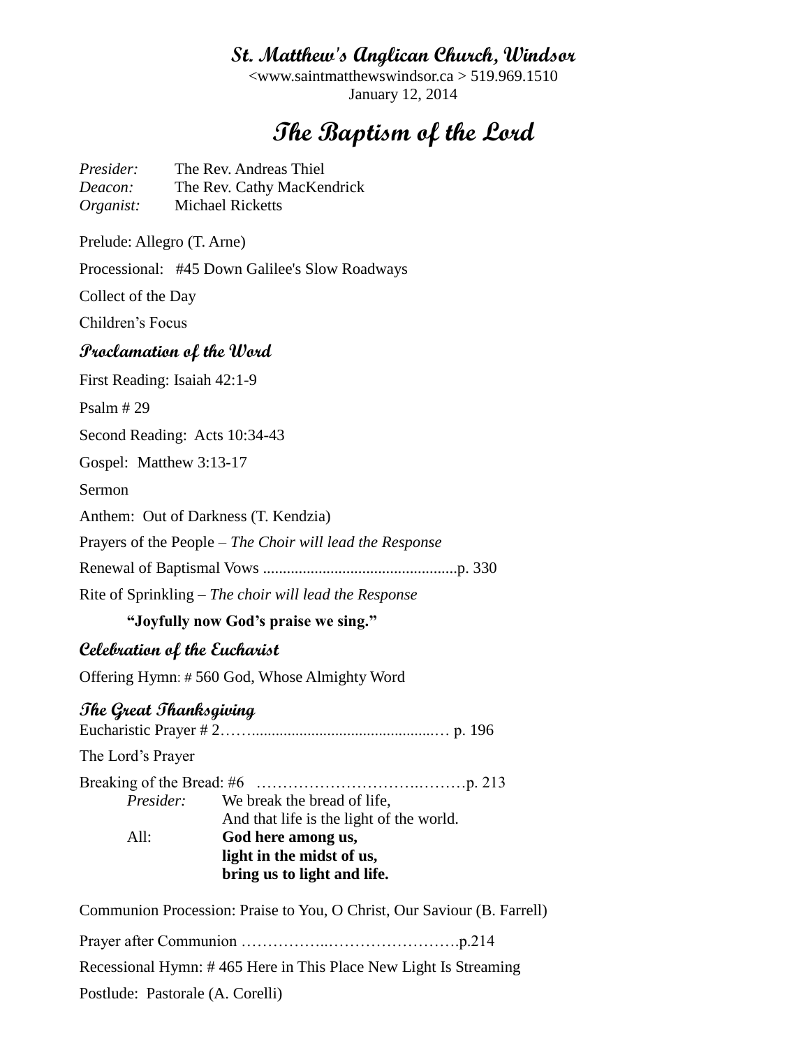# St. Matthew's Anglican Church, Windsor

<www.saintmatthewswindsor.ca > 519.969.1510

January 12, 2014

# The Baptism of the Lord

*Presider:* The Rev. Andreas Thiel
*Deacon:* The Rev. Cathy MacKendrick
*Organist:* Michael Ricketts

Prelude: Allegro (T. Arne)

Processional: #45 Down Galilee's Slow Roadways

Collect of the Day

Children's Focus

## Proclamation of the Word

First Reading: Isaiah 42:1-9

Psalm # 29

Second Reading: Acts 10:34-43

Gospel: Matthew 3:13-17

Sermon

Anthem: Out of Darkness (T. Kendzia)

Prayers of the People – *The Choir will lead the Response*

Renewal of Baptismal Vows .................................................p. 330

Rite of Sprinkling – *The choir will lead the Response*

**"Joyfully now God's praise we sing."**

## Celebration of the Eucharist

Offering Hymn: # 560 God, Whose Almighty Word

## The Great Thanksgiving

Eucharistic Prayer # 2……..............................................… p. 196

The Lord's Prayer

Breaking of the Bread: #6 ………………………….………p. 213

*Presider:* We break the bread of life,
And that life is the light of the world.

All: **God here among us,**
**light in the midst of us,**
**bring us to light and life.**

Communion Procession: Praise to You, O Christ, Our Saviour (B. Farrell)

Prayer after Communion ……………..…………………….p.214

Recessional Hymn: # 465 Here in This Place New Light Is Streaming

Postlude: Pastorale (A. Corelli)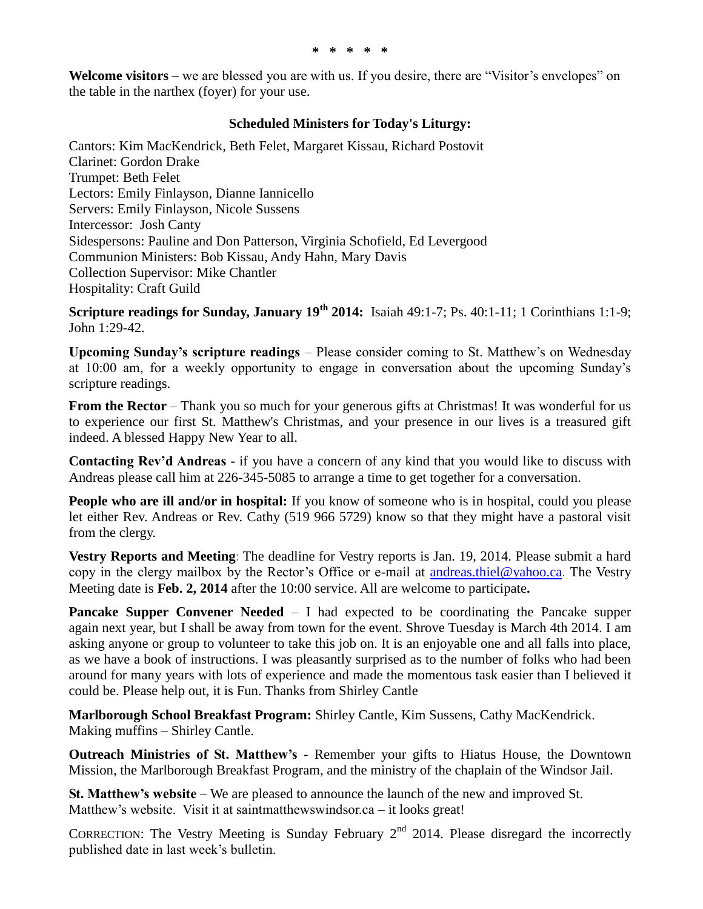\* \* \* \* \*

**Welcome visitors** – we are blessed you are with us. If you desire, there are "Visitor's envelopes" on the table in the narthex (foyer) for your use.

**Scheduled Ministers for Today's Liturgy:**

Cantors: Kim MacKendrick, Beth Felet, Margaret Kissau, Richard Postovit
Clarinet: Gordon Drake
Trumpet: Beth Felet
Lectors: Emily Finlayson, Dianne Iannicello
Servers: Emily Finlayson, Nicole Sussens
Intercessor: Josh Canty
Sidespersons: Pauline and Don Patterson, Virginia Schofield, Ed Levergood
Communion Ministers: Bob Kissau, Andy Hahn, Mary Davis
Collection Supervisor: Mike Chantler
Hospitality: Craft Guild

**Scripture readings for Sunday, January 19th 2014:** Isaiah 49:1-7; Ps. 40:1-11; 1 Corinthians 1:1-9; John 1:29-42.

**Upcoming Sunday's scripture readings** – Please consider coming to St. Matthew's on Wednesday at 10:00 am, for a weekly opportunity to engage in conversation about the upcoming Sunday's scripture readings.

**From the Rector** – Thank you so much for your generous gifts at Christmas! It was wonderful for us to experience our first St. Matthew's Christmas, and your presence in our lives is a treasured gift indeed. A blessed Happy New Year to all.

**Contacting Rev'd Andreas -** if you have a concern of any kind that you would like to discuss with Andreas please call him at 226-345-5085 to arrange a time to get together for a conversation.

**People who are ill and/or in hospital:** If you know of someone who is in hospital, could you please let either Rev. Andreas or Rev. Cathy (519 966 5729) know so that they might have a pastoral visit from the clergy.

**Vestry Reports and Meeting**: The deadline for Vestry reports is Jan. 19, 2014. Please submit a hard copy in the clergy mailbox by the Rector's Office or e-mail at andreas.thiel@yahoo.ca. The Vestry Meeting date is **Feb. 2, 2014** after the 10:00 service. All are welcome to participate**.**

**Pancake Supper Convener Needed** – I had expected to be coordinating the Pancake supper again next year, but I shall be away from town for the event. Shrove Tuesday is March 4th 2014. I am asking anyone or group to volunteer to take this job on. It is an enjoyable one and all falls into place, as we have a book of instructions. I was pleasantly surprised as to the number of folks who had been around for many years with lots of experience and made the momentous task easier than I believed it could be. Please help out, it is Fun. Thanks from Shirley Cantle

**Marlborough School Breakfast Program:** Shirley Cantle, Kim Sussens, Cathy MacKendrick.
Making muffins – Shirley Cantle.

**Outreach Ministries of St. Matthew's -** Remember your gifts to Hiatus House, the Downtown Mission, the Marlborough Breakfast Program, and the ministry of the chaplain of the Windsor Jail.

**St. Matthew's website** – We are pleased to announce the launch of the new and improved St. Matthew's website. Visit it at saintmatthewswindsor.ca – it looks great!

CORRECTION: The Vestry Meeting is Sunday February 2nd 2014. Please disregard the incorrectly published date in last week's bulletin.